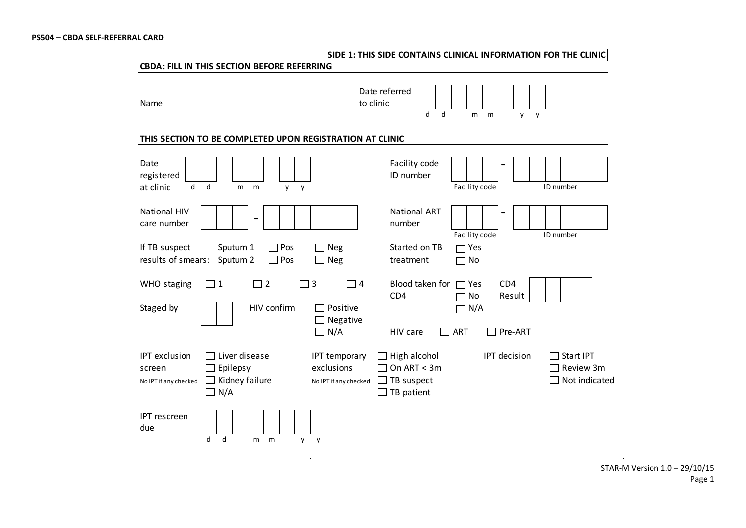**PS504 – CBDA SELF-REFERRAL CARD**

**SIDE 1: THIS SIDE CONTAINS CLINICAL INFORMATION FOR THE CLINIC**

## CBDA: FILL IN THIS SECTION BEFORE REFERRING

Name ______________________

Date referred to clinic [ ][ ] [ ][ ] [ ][ ]
d d m m y y

## THIS SECTION TO BE COMPLETED UPON REGISTRATION AT CLINIC

Date registered at clinic [ ][ ] [ ][ ] [ ][ ]
d d m m y y

Facility code ID number [ ][ ][ ] – [ ][ ][ ][ ][ ][ ]
Facility code – ID number

National HIV care number [ ][ ][ ] – [ ][ ][ ][ ][ ][ ]

National ART number [ ][ ][ ] – [ ][ ][ ][ ][ ][ ]
Facility code – ID number

If TB suspect results of smears:
- Sputum 1 ☐ Pos ☐ Neg
- Sputum 2 ☐ Pos ☐ Neg

Started on TB treatment ☐ Yes ☐ No

WHO staging ☐ 1 ☐ 2 ☐ 3 ☐ 4

Blood taken for CD4 ☐ Yes ☐ No ☐ N/A

CD4 Result [ ][ ][ ][ ]

Staged by [ ][ ]

HIV confirm ☐ Positive ☐ Negative ☐ N/A

HIV care ☐ ART ☐ Pre-ART

IPT exclusion screen (No IPT if any checked)
- ☐ Liver disease
- ☐ Epilepsy
- ☐ Kidney failure
- ☐ N/A

IPT temporary exclusions (No IPT if any checked)
- ☐ High alcohol
- ☐ On ART < 3m
- ☐ TB suspect
- ☐ TB patient

IPT decision
- ☐ Start IPT
- ☐ Review 3m
- ☐ Not indicated

IPT rescreen due [ ][ ] [ ][ ] [ ][ ]
d d m m y y

STAR-M Version 1.0 – 29/10/15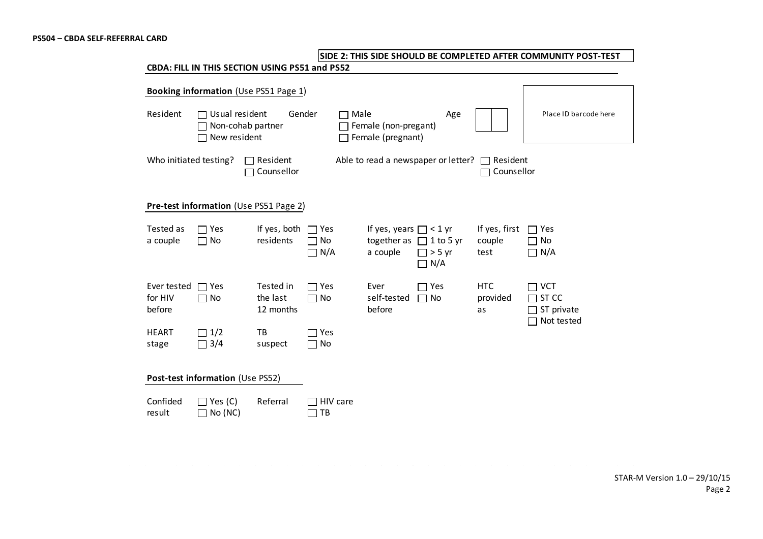**PS504 – CBDA SELF-REFERRAL CARD**

**SIDE 2: THIS SIDE SHOULD BE COMPLETED AFTER COMMUNITY POST-TEST**

**CBDA: FILL IN THIS SECTION USING PS51 and PS52**

**Booking information** (Use PS51 Page 1)

Place ID barcode here

Resident
- ☐ Usual resident
- ☐ Non-cohab partner
- ☐ New resident

Gender
- ☐ Male
- ☐ Female (non-pregant)
- ☐ Female (pregnant)

Age ☐☐

Who initiated testing?
- ☐ Resident
- ☐ Counsellor

Able to read a newspaper or letter?
- ☐ Resident
- ☐ Counsellor

**Pre-test information** (Use PS51 Page 2)

Tested as a couple
- ☐ Yes
- ☐ No

If yes, both residents
- ☐ Yes
- ☐ No
- ☐ N/A

If yes, years together as a couple
- ☐ < 1 yr
- ☐ 1 to 5 yr
- ☐ > 5 yr
- ☐ N/A

If yes, first couple test
- ☐ Yes
- ☐ No
- ☐ N/A

Ever tested for HIV before
- ☐ Yes
- ☐ No

Tested in the last 12 months
- ☐ Yes
- ☐ No

Ever self-tested before
- ☐ Yes
- ☐ No

HTC provided as
- ☐ VCT
- ☐ ST CC
- ☐ ST private
- ☐ Not tested

HEART stage
- ☐ 1/2
- ☐ 3/4

TB suspect
- ☐ Yes
- ☐ No

**Post-test information** (Use PS52)

Confided result
- ☐ Yes (C)
- ☐ No (NC)

Referral
- ☐ HIV care
- ☐ TB

STAR-M Version 1.0 – 29/10/15